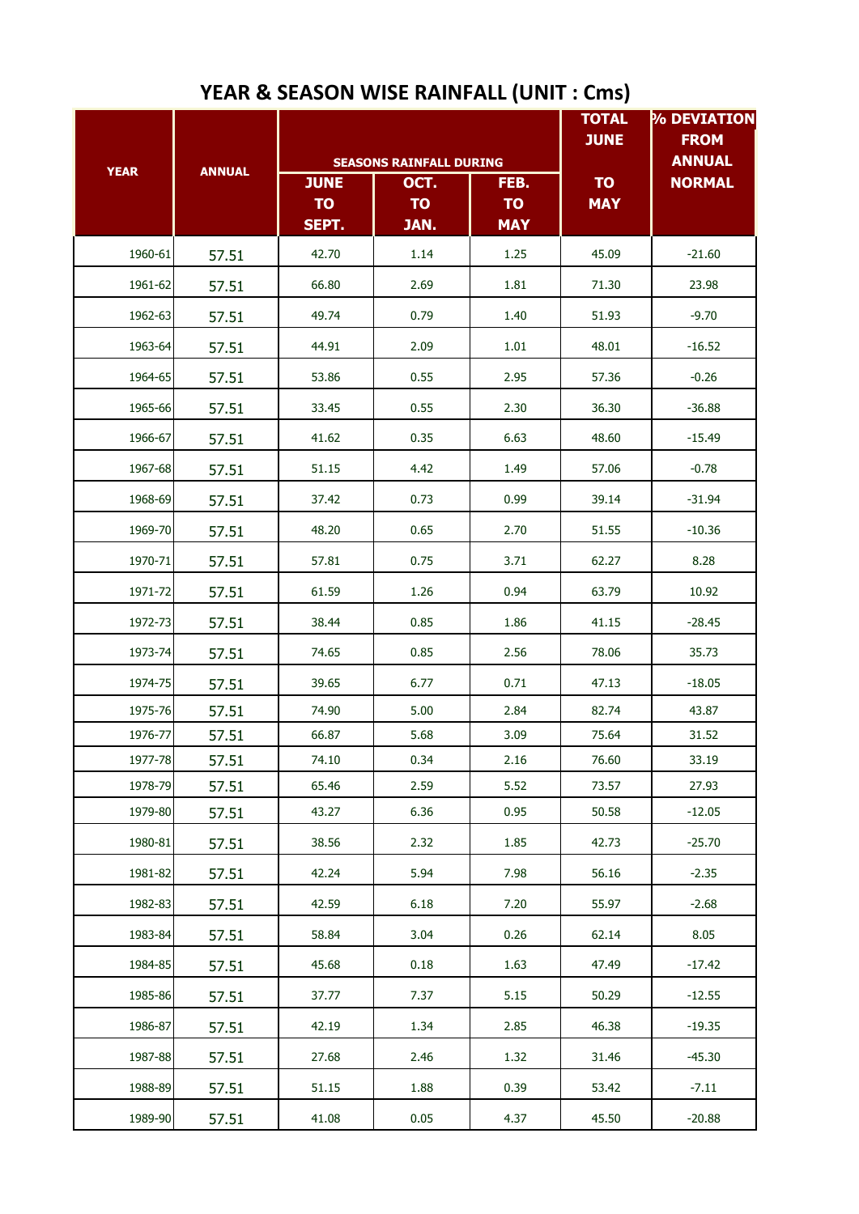# YEAR & SEASON WISE RAINFALL (UNIT : Cms)

| YEAR | ANNUAL | SEASONS RAINFALL DURING | | | TOTAL JUNE TO MAY | % DEVIATION FROM ANNUAL NORMAL |
|---|---|---|---|---|---|---|
| | | JUNE TO SEPT. | OCT. TO JAN. | FEB. TO MAY | | |
| 1960-61 | 57.51 | 42.70 | 1.14 | 1.25 | 45.09 | -21.60 |
| 1961-62 | 57.51 | 66.80 | 2.69 | 1.81 | 71.30 | 23.98 |
| 1962-63 | 57.51 | 49.74 | 0.79 | 1.40 | 51.93 | -9.70 |
| 1963-64 | 57.51 | 44.91 | 2.09 | 1.01 | 48.01 | -16.52 |
| 1964-65 | 57.51 | 53.86 | 0.55 | 2.95 | 57.36 | -0.26 |
| 1965-66 | 57.51 | 33.45 | 0.55 | 2.30 | 36.30 | -36.88 |
| 1966-67 | 57.51 | 41.62 | 0.35 | 6.63 | 48.60 | -15.49 |
| 1967-68 | 57.51 | 51.15 | 4.42 | 1.49 | 57.06 | -0.78 |
| 1968-69 | 57.51 | 37.42 | 0.73 | 0.99 | 39.14 | -31.94 |
| 1969-70 | 57.51 | 48.20 | 0.65 | 2.70 | 51.55 | -10.36 |
| 1970-71 | 57.51 | 57.81 | 0.75 | 3.71 | 62.27 | 8.28 |
| 1971-72 | 57.51 | 61.59 | 1.26 | 0.94 | 63.79 | 10.92 |
| 1972-73 | 57.51 | 38.44 | 0.85 | 1.86 | 41.15 | -28.45 |
| 1973-74 | 57.51 | 74.65 | 0.85 | 2.56 | 78.06 | 35.73 |
| 1974-75 | 57.51 | 39.65 | 6.77 | 0.71 | 47.13 | -18.05 |
| 1975-76 | 57.51 | 74.90 | 5.00 | 2.84 | 82.74 | 43.87 |
| 1976-77 | 57.51 | 66.87 | 5.68 | 3.09 | 75.64 | 31.52 |
| 1977-78 | 57.51 | 74.10 | 0.34 | 2.16 | 76.60 | 33.19 |
| 1978-79 | 57.51 | 65.46 | 2.59 | 5.52 | 73.57 | 27.93 |
| 1979-80 | 57.51 | 43.27 | 6.36 | 0.95 | 50.58 | -12.05 |
| 1980-81 | 57.51 | 38.56 | 2.32 | 1.85 | 42.73 | -25.70 |
| 1981-82 | 57.51 | 42.24 | 5.94 | 7.98 | 56.16 | -2.35 |
| 1982-83 | 57.51 | 42.59 | 6.18 | 7.20 | 55.97 | -2.68 |
| 1983-84 | 57.51 | 58.84 | 3.04 | 0.26 | 62.14 | 8.05 |
| 1984-85 | 57.51 | 45.68 | 0.18 | 1.63 | 47.49 | -17.42 |
| 1985-86 | 57.51 | 37.77 | 7.37 | 5.15 | 50.29 | -12.55 |
| 1986-87 | 57.51 | 42.19 | 1.34 | 2.85 | 46.38 | -19.35 |
| 1987-88 | 57.51 | 27.68 | 2.46 | 1.32 | 31.46 | -45.30 |
| 1988-89 | 57.51 | 51.15 | 1.88 | 0.39 | 53.42 | -7.11 |
| 1989-90 | 57.51 | 41.08 | 0.05 | 4.37 | 45.50 | -20.88 |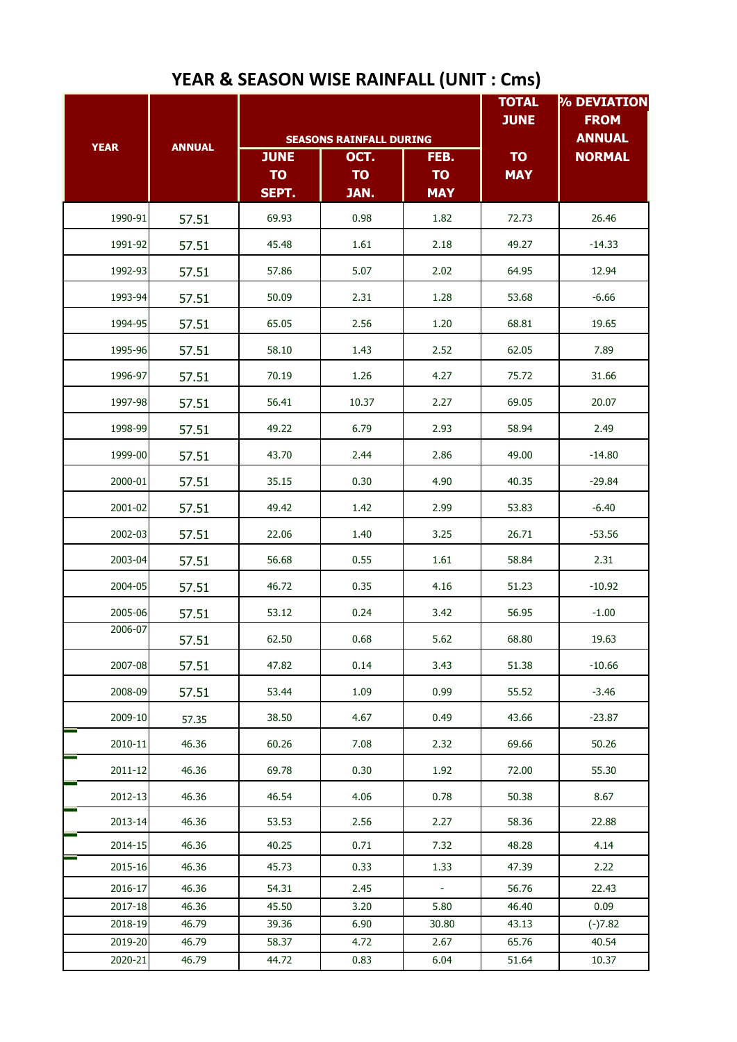# YEAR & SEASON WISE RAINFALL (UNIT : Cms)

| YEAR | ANNUAL | SEASONS RAINFALL DURING | | | TOTAL JUNE TO MAY | % DEVIATION FROM ANNUAL NORMAL |
|---|---|---|---|---|---|---|
| | | JUNE TO SEPT. | OCT. TO JAN. | FEB. TO MAY | | |
| 1990-91 | 57.51 | 69.93 | 0.98 | 1.82 | 72.73 | 26.46 |
| 1991-92 | 57.51 | 45.48 | 1.61 | 2.18 | 49.27 | -14.33 |
| 1992-93 | 57.51 | 57.86 | 5.07 | 2.02 | 64.95 | 12.94 |
| 1993-94 | 57.51 | 50.09 | 2.31 | 1.28 | 53.68 | -6.66 |
| 1994-95 | 57.51 | 65.05 | 2.56 | 1.20 | 68.81 | 19.65 |
| 1995-96 | 57.51 | 58.10 | 1.43 | 2.52 | 62.05 | 7.89 |
| 1996-97 | 57.51 | 70.19 | 1.26 | 4.27 | 75.72 | 31.66 |
| 1997-98 | 57.51 | 56.41 | 10.37 | 2.27 | 69.05 | 20.07 |
| 1998-99 | 57.51 | 49.22 | 6.79 | 2.93 | 58.94 | 2.49 |
| 1999-00 | 57.51 | 43.70 | 2.44 | 2.86 | 49.00 | -14.80 |
| 2000-01 | 57.51 | 35.15 | 0.30 | 4.90 | 40.35 | -29.84 |
| 2001-02 | 57.51 | 49.42 | 1.42 | 2.99 | 53.83 | -6.40 |
| 2002-03 | 57.51 | 22.06 | 1.40 | 3.25 | 26.71 | -53.56 |
| 2003-04 | 57.51 | 56.68 | 0.55 | 1.61 | 58.84 | 2.31 |
| 2004-05 | 57.51 | 46.72 | 0.35 | 4.16 | 51.23 | -10.92 |
| 2005-06 | 57.51 | 53.12 | 0.24 | 3.42 | 56.95 | -1.00 |
| 2006-07 | 57.51 | 62.50 | 0.68 | 5.62 | 68.80 | 19.63 |
| 2007-08 | 57.51 | 47.82 | 0.14 | 3.43 | 51.38 | -10.66 |
| 2008-09 | 57.51 | 53.44 | 1.09 | 0.99 | 55.52 | -3.46 |
| 2009-10 | 57.35 | 38.50 | 4.67 | 0.49 | 43.66 | -23.87 |
| 2010-11 | 46.36 | 60.26 | 7.08 | 2.32 | 69.66 | 50.26 |
| 2011-12 | 46.36 | 69.78 | 0.30 | 1.92 | 72.00 | 55.30 |
| 2012-13 | 46.36 | 46.54 | 4.06 | 0.78 | 50.38 | 8.67 |
| 2013-14 | 46.36 | 53.53 | 2.56 | 2.27 | 58.36 | 22.88 |
| 2014-15 | 46.36 | 40.25 | 0.71 | 7.32 | 48.28 | 4.14 |
| 2015-16 | 46.36 | 45.73 | 0.33 | 1.33 | 47.39 | 2.22 |
| 2016-17 | 46.36 | 54.31 | 2.45 | - | 56.76 | 22.43 |
| 2017-18 | 46.36 | 45.50 | 3.20 | 5.80 | 46.40 | 0.09 |
| 2018-19 | 46.79 | 39.36 | 6.90 | 30.80 | 43.13 | (-)7.82 |
| 2019-20 | 46.79 | 58.37 | 4.72 | 2.67 | 65.76 | 40.54 |
| 2020-21 | 46.79 | 44.72 | 0.83 | 6.04 | 51.64 | 10.37 |